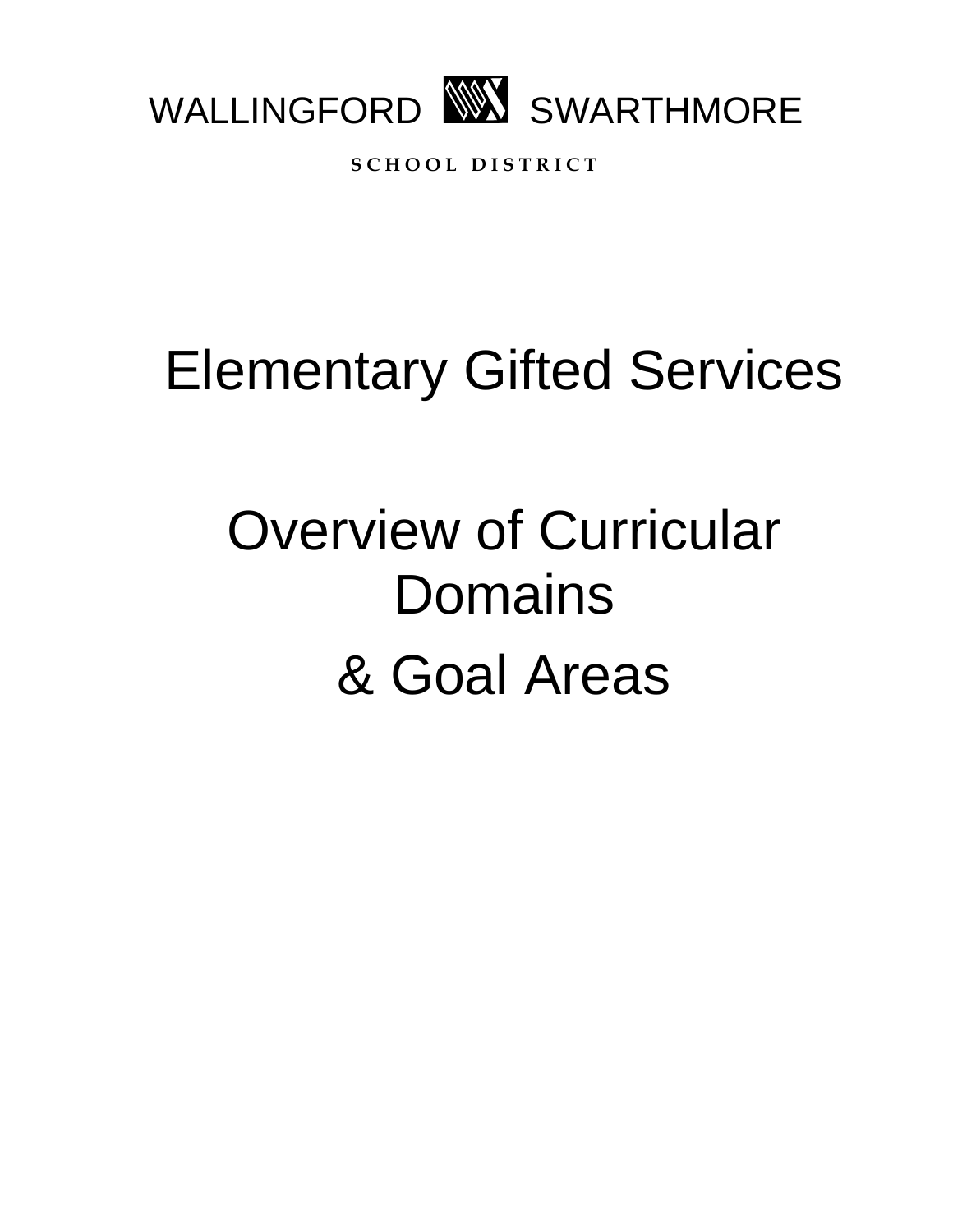WALLINGFORD SWARTHMORE

SCHOOL DISTRICT

# Elementary Gifted Services

# Overview of Curricular Domains

# & Goal Areas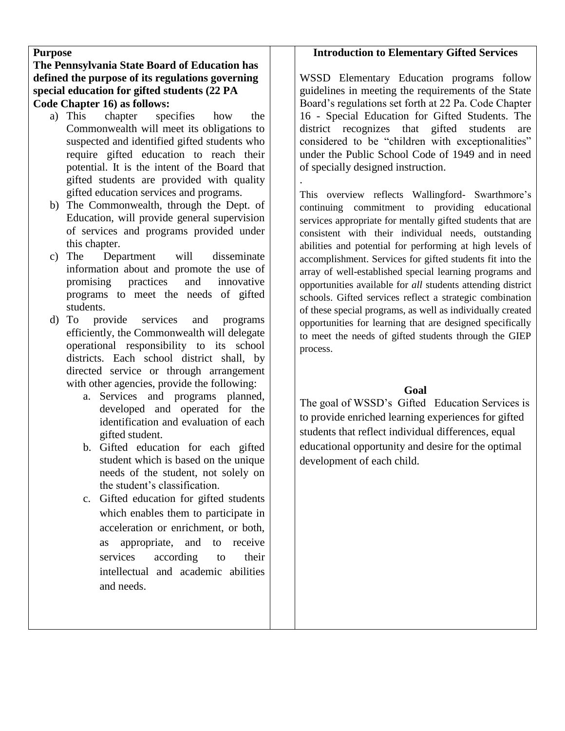## Purpose

**The Pennsylvania State Board of Education has defined the purpose of its regulations governing special education for gifted students (22 PA Code Chapter 16) as follows:**

a) This chapter specifies how the Commonwealth will meet its obligations to suspected and identified gifted students who require gifted education to reach their potential. It is the intent of the Board that gifted students are provided with quality gifted education services and programs.
b) The Commonwealth, through the Dept. of Education, will provide general supervision of services and programs provided under this chapter.
c) The Department will disseminate information about and promote the use of promising practices and innovative programs to meet the needs of gifted students.
d) To provide services and programs efficiently, the Commonwealth will delegate operational responsibility to its school districts. Each school district shall, by directed service or through arrangement with other agencies, provide the following:
    a. Services and programs planned, developed and operated for the identification and evaluation of each gifted student.
    b. Gifted education for each gifted student which is based on the unique needs of the student, not solely on the student's classification.
    c. Gifted education for gifted students which enables them to participate in acceleration or enrichment, or both, as appropriate, and to receive services according to their intellectual and academic abilities and needs.

## Introduction to Elementary Gifted Services

WSSD Elementary Education programs follow guidelines in meeting the requirements of the State Board's regulations set forth at 22 Pa. Code Chapter 16 - Special Education for Gifted Students. The district recognizes that gifted students are considered to be "children with exceptionalities" under the Public School Code of 1949 and in need of specially designed instruction.

.

This overview reflects Wallingford- Swarthmore's continuing commitment to providing educational services appropriate for mentally gifted students that are consistent with their individual needs, outstanding abilities and potential for performing at high levels of accomplishment. Services for gifted students fit into the array of well-established special learning programs and opportunities available for *all* students attending district schools. Gifted services reflect a strategic combination of these special programs, as well as individually created opportunities for learning that are designed specifically to meet the needs of gifted students through the GIEP process.

## Goal

The goal of WSSD's Gifted Education Services is to provide enriched learning experiences for gifted students that reflect individual differences, equal educational opportunity and desire for the optimal development of each child.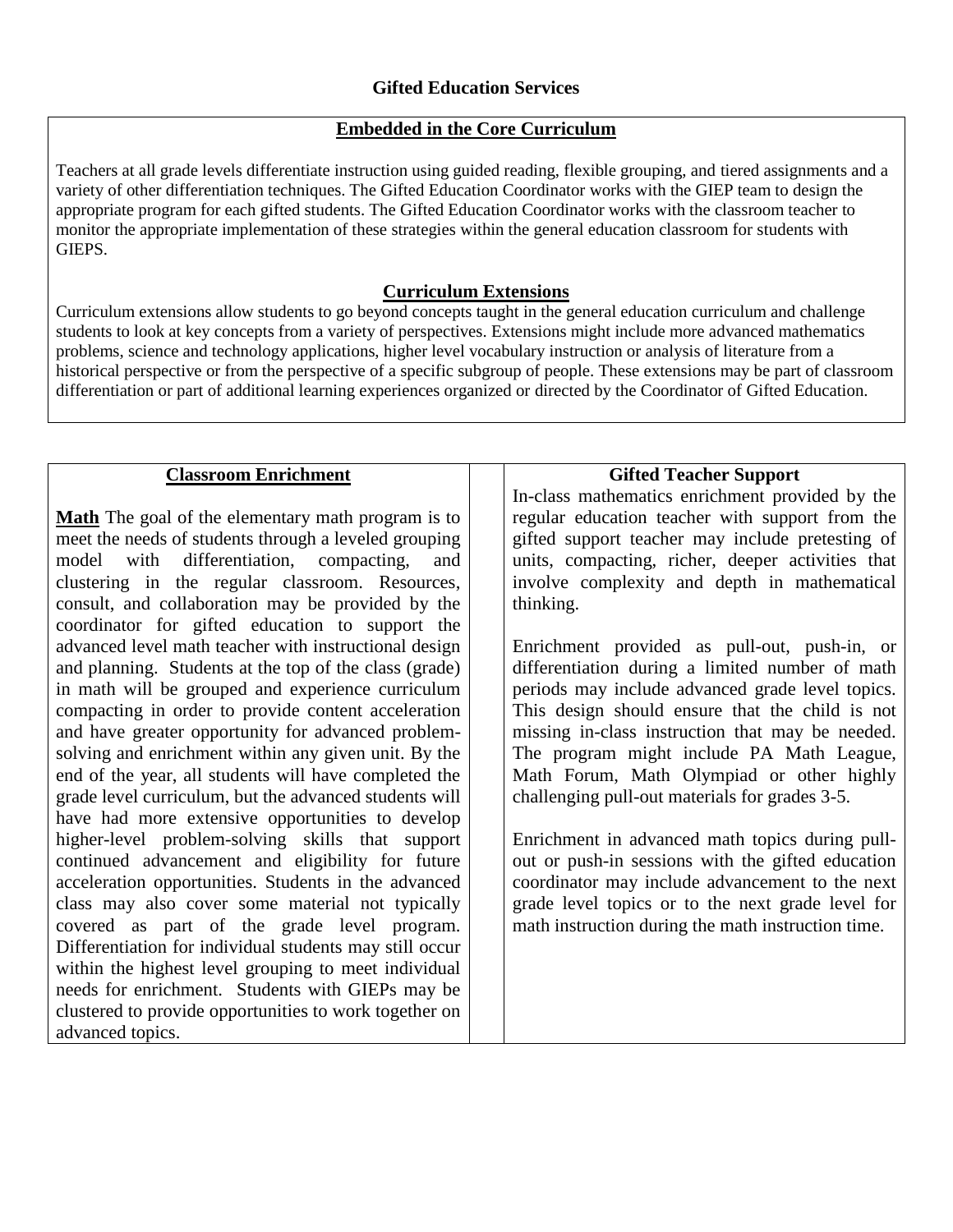## Gifted Education Services

### Embedded in the Core Curriculum

Teachers at all grade levels differentiate instruction using guided reading, flexible grouping, and tiered assignments and a variety of other differentiation techniques. The Gifted Education Coordinator works with the GIEP team to design the appropriate program for each gifted students. The Gifted Education Coordinator works with the classroom teacher to monitor the appropriate implementation of these strategies within the general education classroom for students with GIEPS.

### Curriculum Extensions

Curriculum extensions allow students to go beyond concepts taught in the general education curriculum and challenge students to look at key concepts from a variety of perspectives. Extensions might include more advanced mathematics problems, science and technology applications, higher level vocabulary instruction or analysis of literature from a historical perspective or from the perspective of a specific subgroup of people. These extensions may be part of classroom differentiation or part of additional learning experiences organized or directed by the Coordinator of Gifted Education.

### Classroom Enrichment

**Math** The goal of the elementary math program is to meet the needs of students through a leveled grouping model with differentiation, compacting, and clustering in the regular classroom. Resources, consult, and collaboration may be provided by the coordinator for gifted education to support the advanced level math teacher with instructional design and planning. Students at the top of the class (grade) in math will be grouped and experience curriculum compacting in order to provide content acceleration and have greater opportunity for advanced problem-solving and enrichment within any given unit. By the end of the year, all students will have completed the grade level curriculum, but the advanced students will have had more extensive opportunities to develop higher-level problem-solving skills that support continued advancement and eligibility for future acceleration opportunities. Students in the advanced class may also cover some material not typically covered as part of the grade level program. Differentiation for individual students may still occur within the highest level grouping to meet individual needs for enrichment. Students with GIEPs may be clustered to provide opportunities to work together on advanced topics.

### Gifted Teacher Support

In-class mathematics enrichment provided by the regular education teacher with support from the gifted support teacher may include pretesting of units, compacting, richer, deeper activities that involve complexity and depth in mathematical thinking.

Enrichment provided as pull-out, push-in, or differentiation during a limited number of math periods may include advanced grade level topics. This design should ensure that the child is not missing in-class instruction that may be needed. The program might include PA Math League, Math Forum, Math Olympiad or other highly challenging pull-out materials for grades 3-5.

Enrichment in advanced math topics during pull-out or push-in sessions with the gifted education coordinator may include advancement to the next grade level topics or to the next grade level for math instruction during the math instruction time.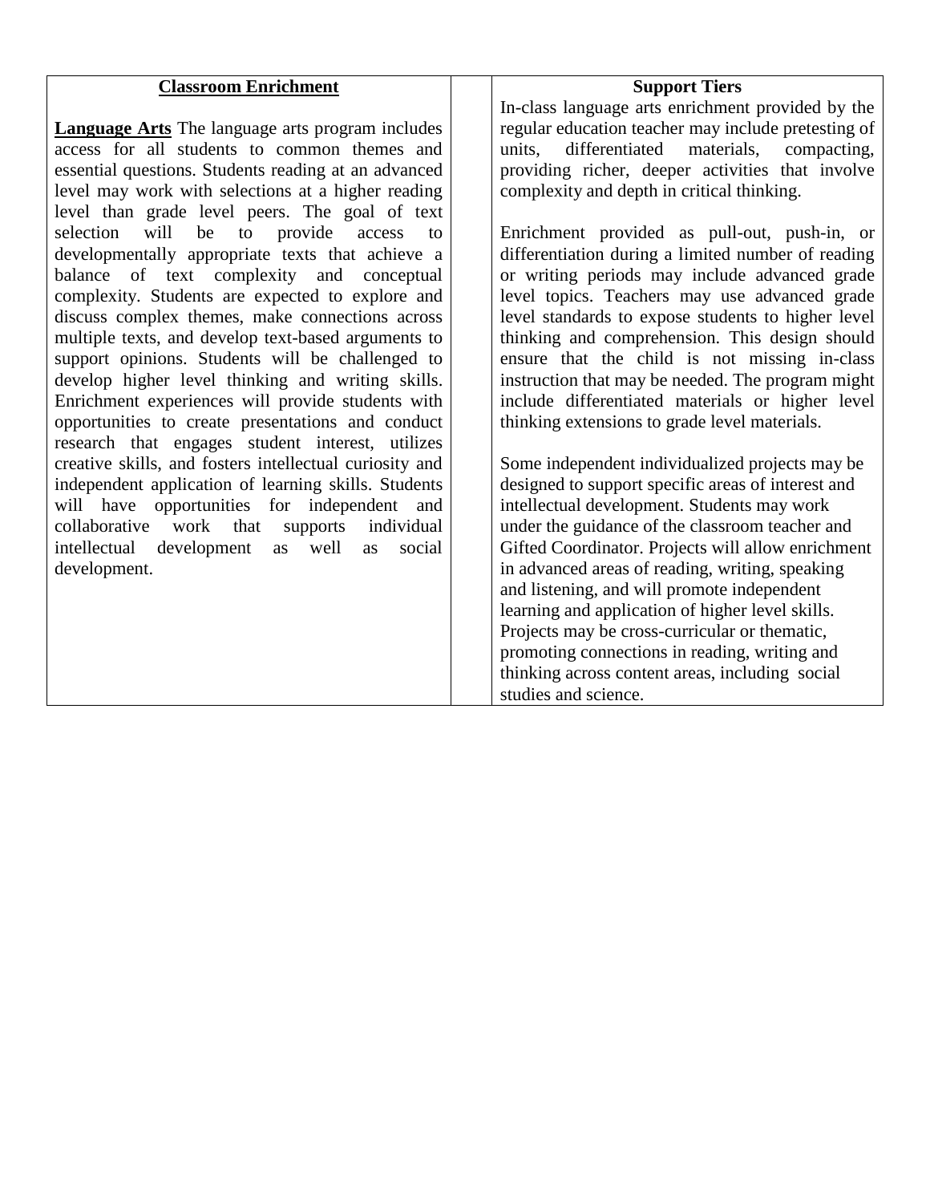| Classroom Enrichment | | Support Tiers |
|---|---|---|
| **Language Arts** The language arts program includes access for all students to common themes and essential questions. Students reading at an advanced level may work with selections at a higher reading level than grade level peers. The goal of text selection will be to provide access to developmentally appropriate texts that achieve a balance of text complexity and conceptual complexity. Students are expected to explore and discuss complex themes, make connections across multiple texts, and develop text-based arguments to support opinions. Students will be challenged to develop higher level thinking and writing skills. Enrichment experiences will provide students with opportunities to create presentations and conduct research that engages student interest, utilizes creative skills, and fosters intellectual curiosity and independent application of learning skills. Students will have opportunities for independent and collaborative work that supports individual intellectual development as well as social development. | | In-class language arts enrichment provided by the regular education teacher may include pretesting of units, differentiated materials, compacting, providing richer, deeper activities that involve complexity and depth in critical thinking.<br><br>Enrichment provided as pull-out, push-in, or differentiation during a limited number of reading or writing periods may include advanced grade level topics. Teachers may use advanced grade level standards to expose students to higher level thinking and comprehension. This design should ensure that the child is not missing in-class instruction that may be needed. The program might include differentiated materials or higher level thinking extensions to grade level materials.<br><br>Some independent individualized projects may be designed to support specific areas of interest and intellectual development. Students may work under the guidance of the classroom teacher and Gifted Coordinator. Projects will allow enrichment in advanced areas of reading, writing, speaking and listening, and will promote independent learning and application of higher level skills. Projects may be cross-curricular or thematic, promoting connections in reading, writing and thinking across content areas, including social studies and science. |